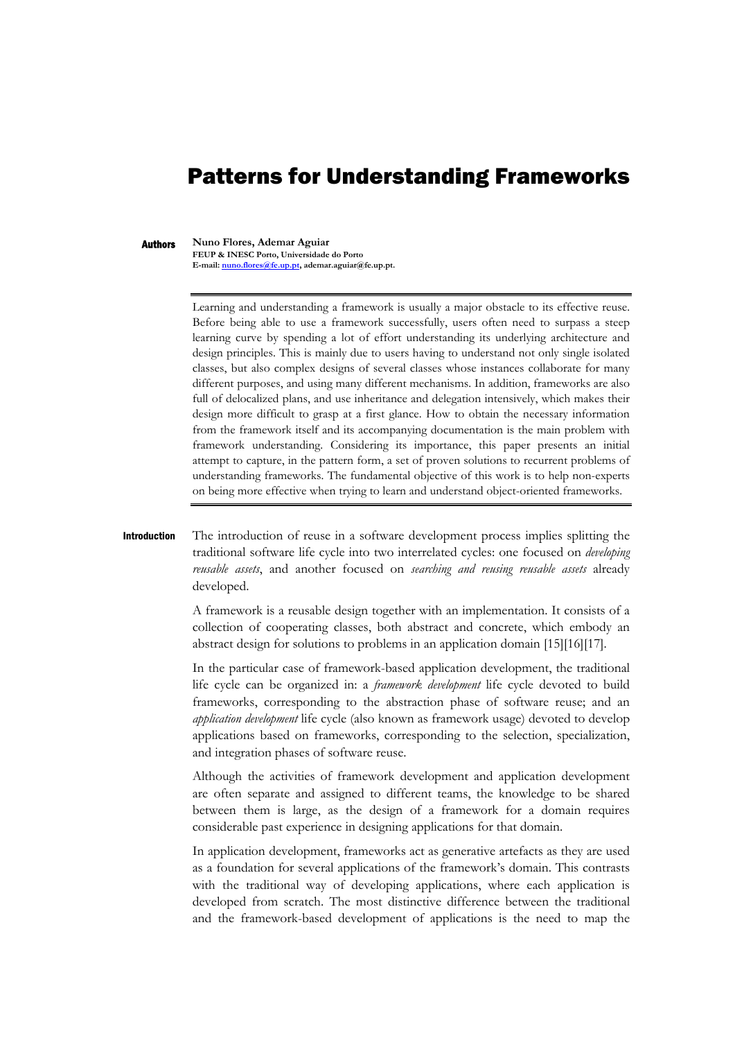# Patterns for Understanding Frameworks

**Authors**

**Nuno Flores, Ademar Aguiar**
**FEUP & INESC Porto, Universidade do Porto**
**E-mail: nuno.flores@fe.up.pt, ademar.aguiar@fe.up.pt.**

---

Learning and understanding a framework is usually a major obstacle to its effective reuse. Before being able to use a framework successfully, users often need to surpass a steep learning curve by spending a lot of effort understanding its underlying architecture and design principles. This is mainly due to users having to understand not only single isolated classes, but also complex designs of several classes whose instances collaborate for many different purposes, and using many different mechanisms. In addition, frameworks are also full of delocalized plans, and use inheritance and delegation intensively, which makes their design more difficult to grasp at a first glance. How to obtain the necessary information from the framework itself and its accompanying documentation is the main problem with framework understanding. Considering its importance, this paper presents an initial attempt to capture, in the pattern form, a set of proven solutions to recurrent problems of understanding frameworks. The fundamental objective of this work is to help non-experts on being more effective when trying to learn and understand object-oriented frameworks.

---

## Introduction

The introduction of reuse in a software development process implies splitting the traditional software life cycle into two interrelated cycles: one focused on *developing reusable assets*, and another focused on *searching and reusing reusable assets* already developed.

A framework is a reusable design together with an implementation. It consists of a collection of cooperating classes, both abstract and concrete, which embody an abstract design for solutions to problems in an application domain [15][16][17].

In the particular case of framework-based application development, the traditional life cycle can be organized in: a *framework development* life cycle devoted to build frameworks, corresponding to the abstraction phase of software reuse; and an *application development* life cycle (also known as framework usage) devoted to develop applications based on frameworks, corresponding to the selection, specialization, and integration phases of software reuse.

Although the activities of framework development and application development are often separate and assigned to different teams, the knowledge to be shared between them is large, as the design of a framework for a domain requires considerable past experience in designing applications for that domain.

In application development, frameworks act as generative artefacts as they are used as a foundation for several applications of the framework's domain. This contrasts with the traditional way of developing applications, where each application is developed from scratch. The most distinctive difference between the traditional and the framework-based development of applications is the need to map the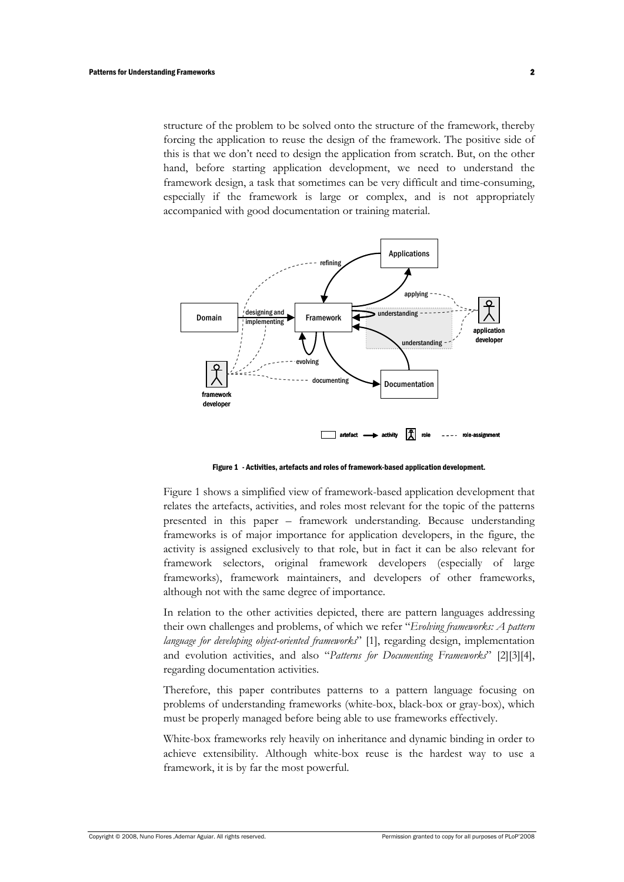structure of the problem to be solved onto the structure of the framework, thereby forcing the application to reuse the design of the framework. The positive side of this is that we don't need to design the application from scratch. But, on the other hand, before starting application development, we need to understand the framework design, a task that sometimes can be very difficult and time-consuming, especially if the framework is large or complex, and is not appropriately accompanied with good documentation or training material.

**Figure 1 - Activities, artefacts and roles of framework-based application development.**

Figure 1 shows a simplified view of framework-based application development that relates the artefacts, activities, and roles most relevant for the topic of the patterns presented in this paper – framework understanding. Because understanding frameworks is of major importance for application developers, in the figure, the activity is assigned exclusively to that role, but in fact it can be also relevant for framework selectors, original framework developers (especially of large frameworks), framework maintainers, and developers of other frameworks, although not with the same degree of importance.

In relation to the other activities depicted, there are pattern languages addressing their own challenges and problems, of which we refer "*Evolving frameworks: A pattern language for developing object-oriented frameworks*" [1], regarding design, implementation and evolution activities, and also "*Patterns for Documenting Frameworks*" [2][3][4], regarding documentation activities.

Therefore, this paper contributes patterns to a pattern language focusing on problems of understanding frameworks (white-box, black-box or gray-box), which must be properly managed before being able to use frameworks effectively.

White-box frameworks rely heavily on inheritance and dynamic binding in order to achieve extensibility. Although white-box reuse is the hardest way to use a framework, it is by far the most powerful.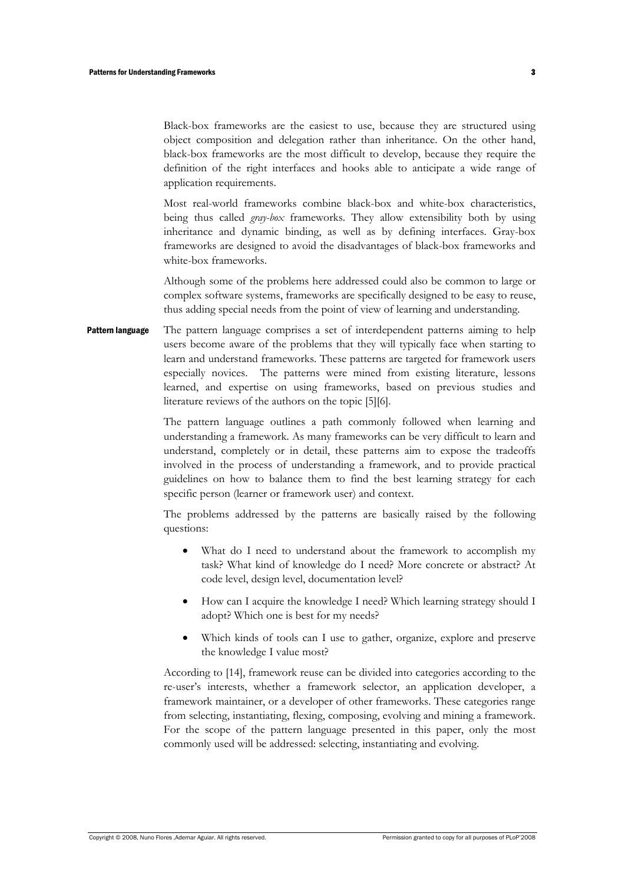Black-box frameworks are the easiest to use, because they are structured using object composition and delegation rather than inheritance. On the other hand, black-box frameworks are the most difficult to develop, because they require the definition of the right interfaces and hooks able to anticipate a wide range of application requirements.

Most real-world frameworks combine black-box and white-box characteristics, being thus called *gray-box* frameworks. They allow extensibility both by using inheritance and dynamic binding, as well as by defining interfaces. Gray-box frameworks are designed to avoid the disadvantages of black-box frameworks and white-box frameworks.

Although some of the problems here addressed could also be common to large or complex software systems, frameworks are specifically designed to be easy to reuse, thus adding special needs from the point of view of learning and understanding.

## Pattern language

The pattern language comprises a set of interdependent patterns aiming to help users become aware of the problems that they will typically face when starting to learn and understand frameworks. These patterns are targeted for framework users especially novices. The patterns were mined from existing literature, lessons learned, and expertise on using frameworks, based on previous studies and literature reviews of the authors on the topic [5][6].

The pattern language outlines a path commonly followed when learning and understanding a framework. As many frameworks can be very difficult to learn and understand, completely or in detail, these patterns aim to expose the tradeoffs involved in the process of understanding a framework, and to provide practical guidelines on how to balance them to find the best learning strategy for each specific person (learner or framework user) and context.

The problems addressed by the patterns are basically raised by the following questions:

- What do I need to understand about the framework to accomplish my task? What kind of knowledge do I need? More concrete or abstract? At code level, design level, documentation level?
- How can I acquire the knowledge I need? Which learning strategy should I adopt? Which one is best for my needs?
- Which kinds of tools can I use to gather, organize, explore and preserve the knowledge I value most?

According to [14], framework reuse can be divided into categories according to the re-user's interests, whether a framework selector, an application developer, a framework maintainer, or a developer of other frameworks. These categories range from selecting, instantiating, flexing, composing, evolving and mining a framework. For the scope of the pattern language presented in this paper, only the most commonly used will be addressed: selecting, instantiating and evolving.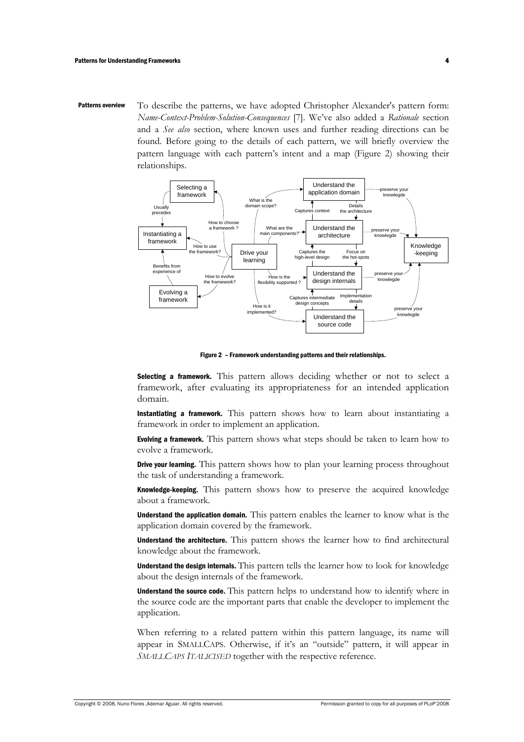**Patterns overview**

To describe the patterns, we have adopted Christopher Alexander's pattern form: *Name-Context-Problem-Solution-Consequences* [7]. We've also added a *Rationale* section and a *See also* section, where known uses and further reading directions can be found. Before going to the details of each pattern, we will briefly overview the pattern language with each pattern's intent and a map (Figure 2) showing their relationships.

Figure 2 – Framework understanding patterns and their relationships.

**Selecting a framework.** This pattern allows deciding whether or not to select a framework, after evaluating its appropriateness for an intended application domain.

**Instantiating a framework.** This pattern shows how to learn about instantiating a framework in order to implement an application.

**Evolving a framework.** This pattern shows what steps should be taken to learn how to evolve a framework.

**Drive your learning.** This pattern shows how to plan your learning process throughout the task of understanding a framework.

**Knowledge-keeping.** This pattern shows how to preserve the acquired knowledge about a framework.

**Understand the application domain.** This pattern enables the learner to know what is the application domain covered by the framework.

**Understand the architecture.** This pattern shows the learner how to find architectural knowledge about the framework.

**Understand the design internals.** This pattern tells the learner how to look for knowledge about the design internals of the framework.

**Understand the source code.** This pattern helps to understand how to identify where in the source code are the important parts that enable the developer to implement the application.

When referring to a related pattern within this pattern language, its name will appear in SMALLCAPS. Otherwise, if it's an "outside" pattern, it will appear in *SMALLCAPS ITALICISED* together with the respective reference.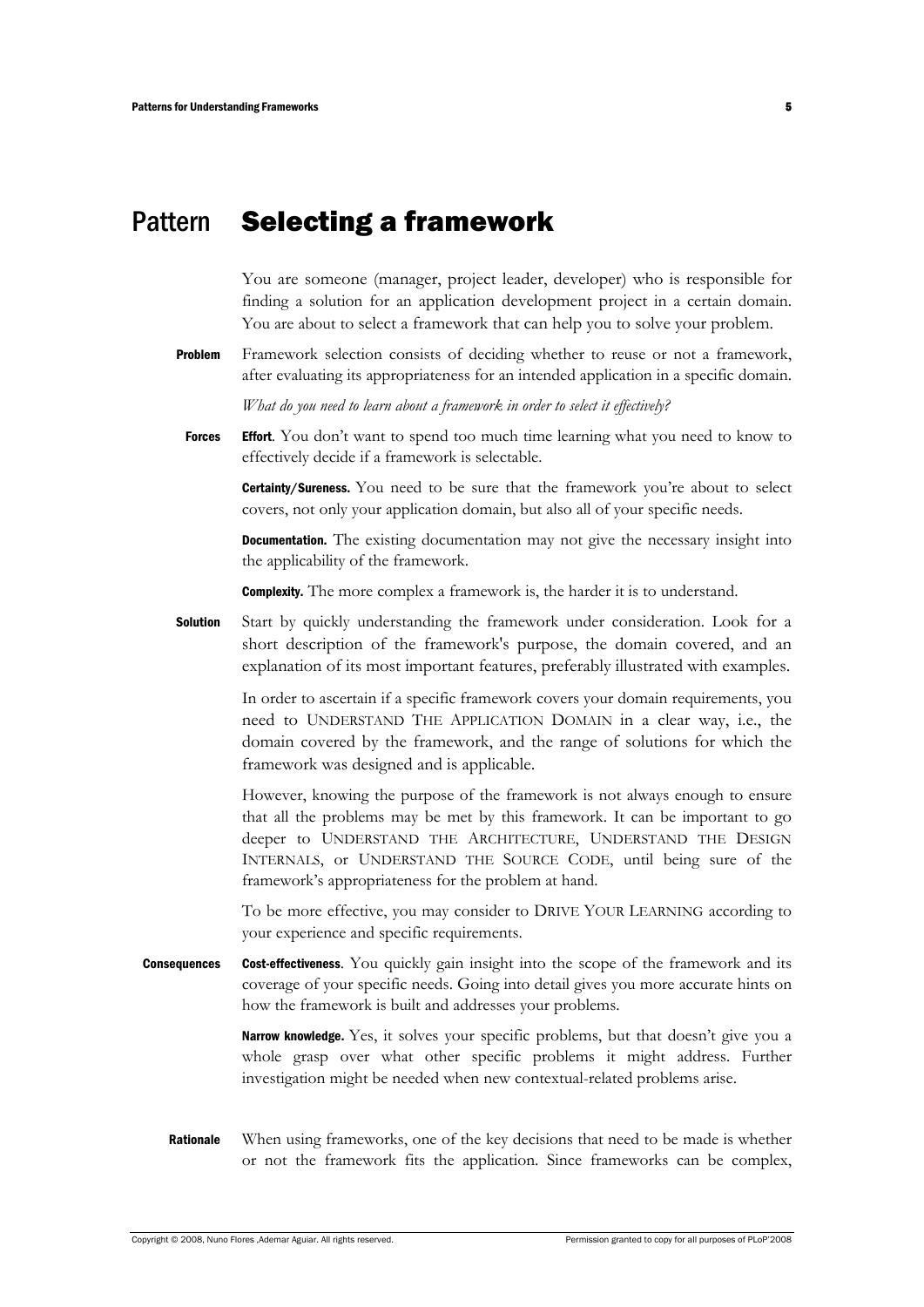# Pattern **Selecting a framework**

You are someone (manager, project leader, developer) who is responsible for finding a solution for an application development project in a certain domain. You are about to select a framework that can help you to solve your problem.

**Problem** Framework selection consists of deciding whether to reuse or not a framework, after evaluating its appropriateness for an intended application in a specific domain.

*What do you need to learn about a framework in order to select it effectively?*

**Forces** **Effort**. You don't want to spend too much time learning what you need to know to effectively decide if a framework is selectable.

**Certainty/Sureness.** You need to be sure that the framework you're about to select covers, not only your application domain, but also all of your specific needs.

**Documentation.** The existing documentation may not give the necessary insight into the applicability of the framework.

**Complexity.** The more complex a framework is, the harder it is to understand.

**Solution** Start by quickly understanding the framework under consideration. Look for a short description of the framework's purpose, the domain covered, and an explanation of its most important features, preferably illustrated with examples.

In order to ascertain if a specific framework covers your domain requirements, you need to UNDERSTAND THE APPLICATION DOMAIN in a clear way, i.e., the domain covered by the framework, and the range of solutions for which the framework was designed and is applicable.

However, knowing the purpose of the framework is not always enough to ensure that all the problems may be met by this framework. It can be important to go deeper to UNDERSTAND THE ARCHITECTURE, UNDERSTAND THE DESIGN INTERNALS, or UNDERSTAND THE SOURCE CODE, until being sure of the framework's appropriateness for the problem at hand.

To be more effective, you may consider to DRIVE YOUR LEARNING according to your experience and specific requirements.

**Consequences** **Cost-effectiveness**. You quickly gain insight into the scope of the framework and its coverage of your specific needs. Going into detail gives you more accurate hints on how the framework is built and addresses your problems.

**Narrow knowledge.** Yes, it solves your specific problems, but that doesn't give you a whole grasp over what other specific problems it might address. Further investigation might be needed when new contextual-related problems arise.

**Rationale** When using frameworks, one of the key decisions that need to be made is whether or not the framework fits the application. Since frameworks can be complex,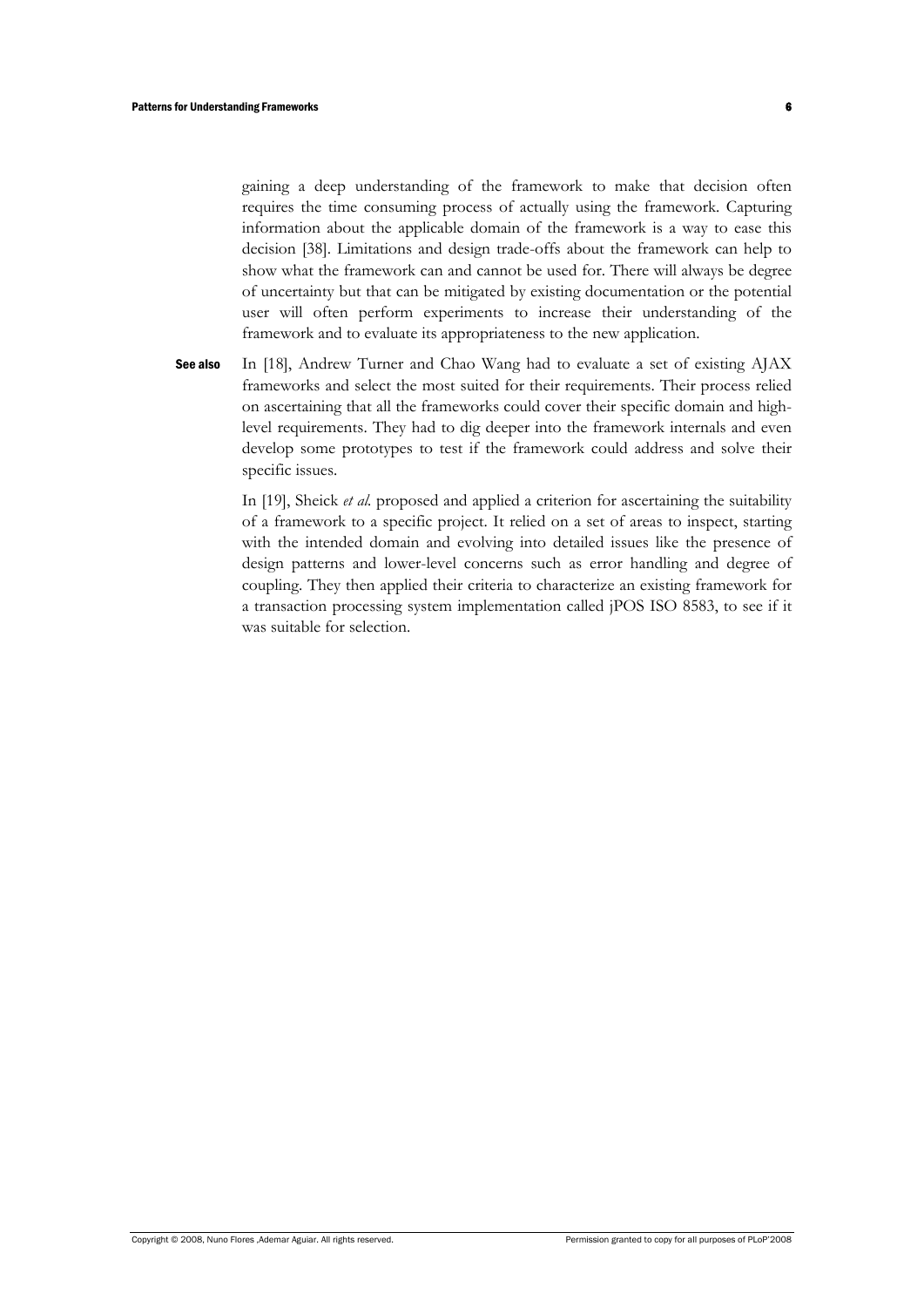gaining a deep understanding of the framework to make that decision often requires the time consuming process of actually using the framework. Capturing information about the applicable domain of the framework is a way to ease this decision [38]. Limitations and design trade-offs about the framework can help to show what the framework can and cannot be used for. There will always be degree of uncertainty but that can be mitigated by existing documentation or the potential user will often perform experiments to increase their understanding of the framework and to evaluate its appropriateness to the new application.

**See also** In [18], Andrew Turner and Chao Wang had to evaluate a set of existing AJAX frameworks and select the most suited for their requirements. Their process relied on ascertaining that all the frameworks could cover their specific domain and high-level requirements. They had to dig deeper into the framework internals and even develop some prototypes to test if the framework could address and solve their specific issues.

In [19], Sheick *et al.* proposed and applied a criterion for ascertaining the suitability of a framework to a specific project. It relied on a set of areas to inspect, starting with the intended domain and evolving into detailed issues like the presence of design patterns and lower-level concerns such as error handling and degree of coupling. They then applied their criteria to characterize an existing framework for a transaction processing system implementation called jPOS ISO 8583, to see if it was suitable for selection.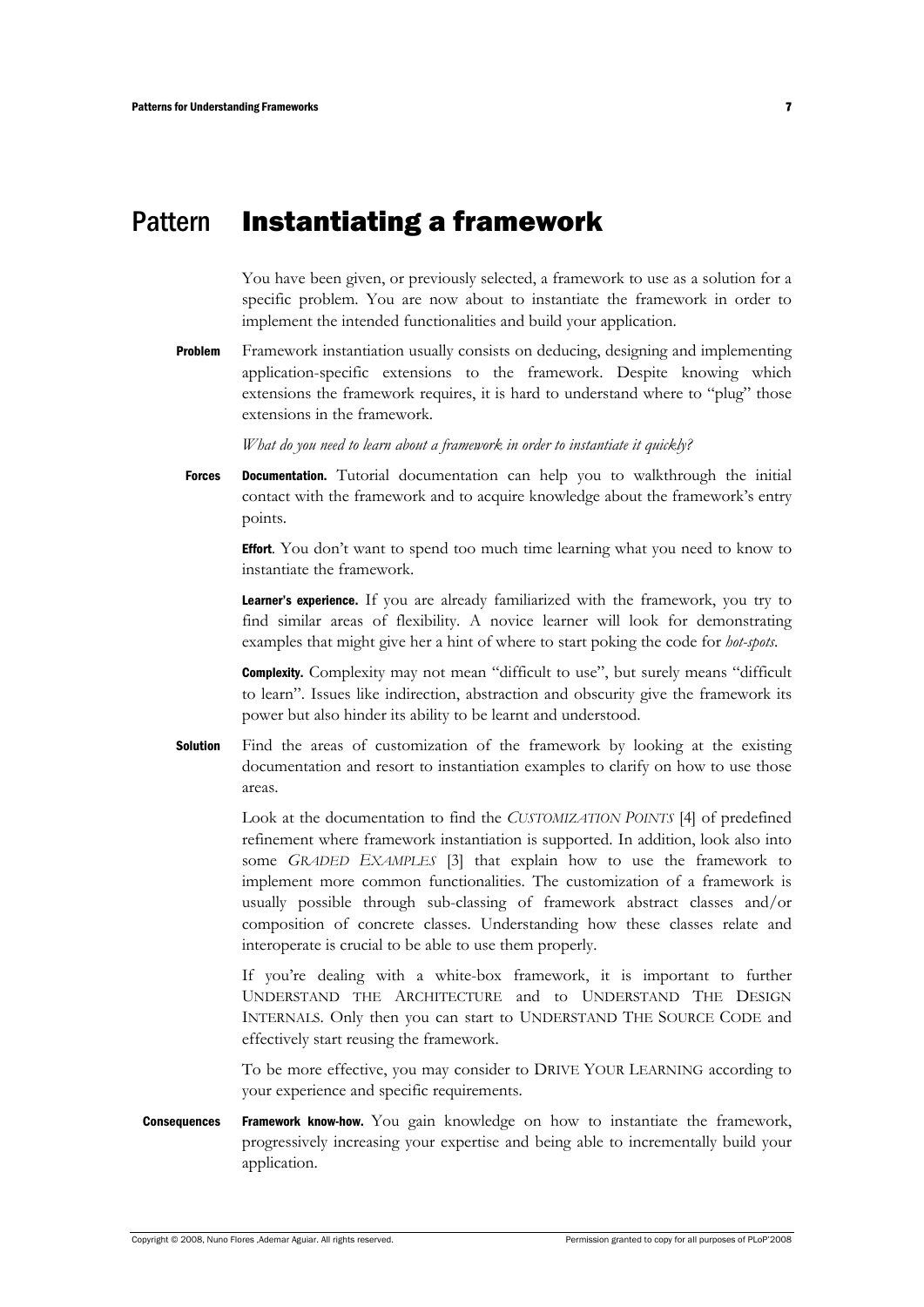# Pattern **Instantiating a framework**

You have been given, or previously selected, a framework to use as a solution for a specific problem. You are now about to instantiate the framework in order to implement the intended functionalities and build your application.

**Problem** Framework instantiation usually consists on deducing, designing and implementing application-specific extensions to the framework. Despite knowing which extensions the framework requires, it is hard to understand where to "plug" those extensions in the framework.

*What do you need to learn about a framework in order to instantiate it quickly?*

**Forces** **Documentation.** Tutorial documentation can help you to walkthrough the initial contact with the framework and to acquire knowledge about the framework's entry points.

**Effort**. You don't want to spend too much time learning what you need to know to instantiate the framework.

**Learner's experience.** If you are already familiarized with the framework, you try to find similar areas of flexibility. A novice learner will look for demonstrating examples that might give her a hint of where to start poking the code for *hot-spots*.

**Complexity.** Complexity may not mean "difficult to use", but surely means "difficult to learn". Issues like indirection, abstraction and obscurity give the framework its power but also hinder its ability to be learnt and understood.

**Solution** Find the areas of customization of the framework by looking at the existing documentation and resort to instantiation examples to clarify on how to use those areas.

Look at the documentation to find the *CUSTOMIZATION POINTS* [4] of predefined refinement where framework instantiation is supported. In addition, look also into some *GRADED EXAMPLES* [3] that explain how to use the framework to implement more common functionalities. The customization of a framework is usually possible through sub-classing of framework abstract classes and/or composition of concrete classes. Understanding how these classes relate and interoperate is crucial to be able to use them properly.

If you're dealing with a white-box framework, it is important to further UNDERSTAND THE ARCHITECTURE and to UNDERSTAND THE DESIGN INTERNALS. Only then you can start to UNDERSTAND THE SOURCE CODE and effectively start reusing the framework.

To be more effective, you may consider to DRIVE YOUR LEARNING according to your experience and specific requirements.

**Consequences** **Framework know-how.** You gain knowledge on how to instantiate the framework, progressively increasing your expertise and being able to incrementally build your application.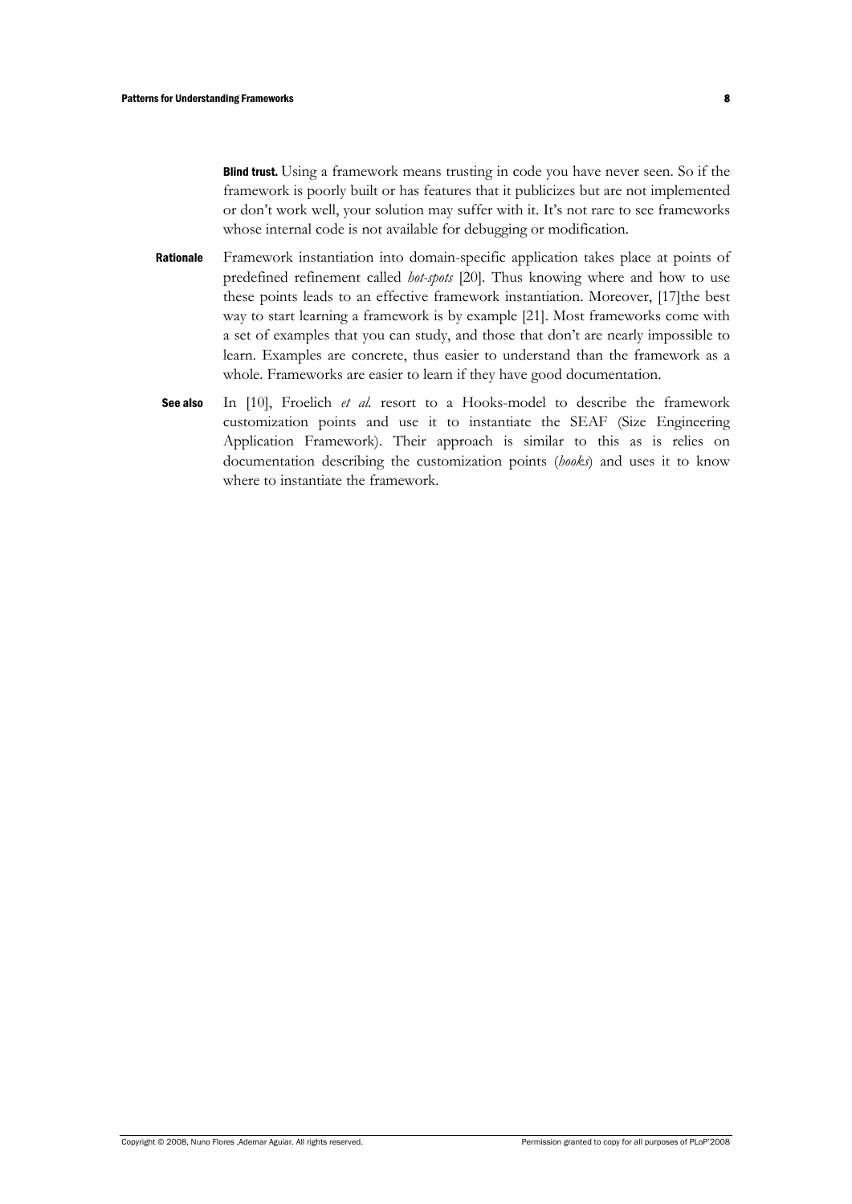**Blind trust.** Using a framework means trusting in code you have never seen. So if the framework is poorly built or has features that it publicizes but are not implemented or don't work well, your solution may suffer with it. It's not rare to see frameworks whose internal code is not available for debugging or modification.

**Rationale** Framework instantiation into domain-specific application takes place at points of predefined refinement called *hot-spots* [20]. Thus knowing where and how to use these points leads to an effective framework instantiation. Moreover, [17]the best way to start learning a framework is by example [21]. Most frameworks come with a set of examples that you can study, and those that don't are nearly impossible to learn. Examples are concrete, thus easier to understand than the framework as a whole. Frameworks are easier to learn if they have good documentation.

**See also** In [10], Froelich *et al.* resort to a Hooks-model to describe the framework customization points and use it to instantiate the SEAF (Size Engineering Application Framework). Their approach is similar to this as is relies on documentation describing the customization points (*hooks*) and uses it to know where to instantiate the framework.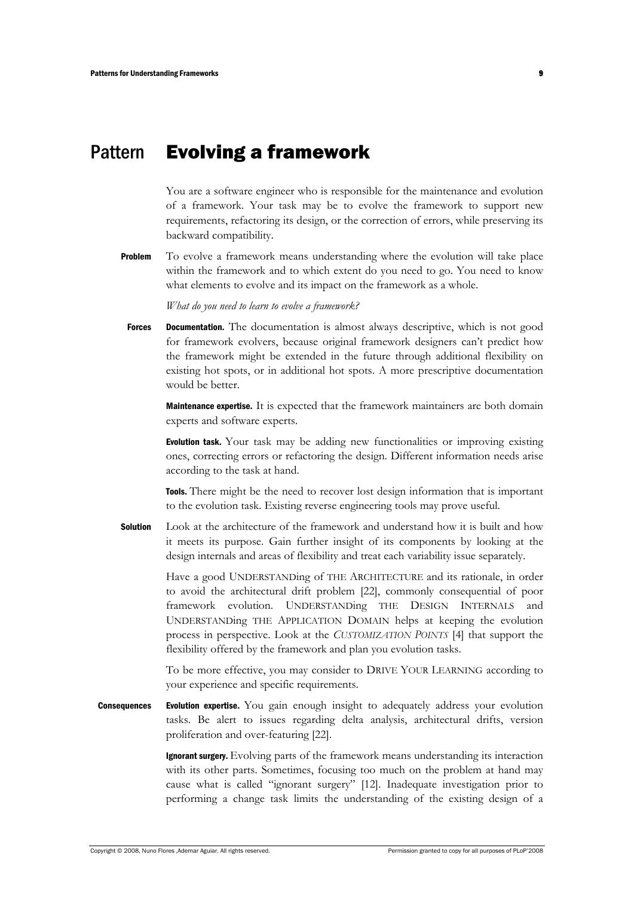# Pattern **Evolving a framework**

You are a software engineer who is responsible for the maintenance and evolution of a framework. Your task may be to evolve the framework to support new requirements, refactoring its design, or the correction of errors, while preserving its backward compatibility.

**Problem** To evolve a framework means understanding where the evolution will take place within the framework and to which extent do you need to go. You need to know what elements to evolve and its impact on the framework as a whole.

*What do you need to learn to evolve a framework?*

**Forces** **Documentation.** The documentation is almost always descriptive, which is not good for framework evolvers, because original framework designers can't predict how the framework might be extended in the future through additional flexibility on existing hot spots, or in additional hot spots. A more prescriptive documentation would be better.

**Maintenance expertise.** It is expected that the framework maintainers are both domain experts and software experts.

**Evolution task.** Your task may be adding new functionalities or improving existing ones, correcting errors or refactoring the design. Different information needs arise according to the task at hand.

**Tools.** There might be the need to recover lost design information that is important to the evolution task. Existing reverse engineering tools may prove useful.

**Solution** Look at the architecture of the framework and understand how it is built and how it meets its purpose. Gain further insight of its components by looking at the design internals and areas of flexibility and treat each variability issue separately.

Have a good UNDERSTANDing of THE ARCHITECTURE and its rationale, in order to avoid the architectural drift problem [22], commonly consequential of poor framework evolution. UNDERSTANDing THE DESIGN INTERNALS and UNDERSTANDing THE APPLICATION DOMAIN helps at keeping the evolution process in perspective. Look at the *CUSTOMIZATION POINTS* [4] that support the flexibility offered by the framework and plan you evolution tasks.

To be more effective, you may consider to DRIVE YOUR LEARNING according to your experience and specific requirements.

**Consequences** **Evolution expertise.** You gain enough insight to adequately address your evolution tasks. Be alert to issues regarding delta analysis, architectural drifts, version proliferation and over-featuring [22].

**Ignorant surgery.** Evolving parts of the framework means understanding its interaction with its other parts. Sometimes, focusing too much on the problem at hand may cause what is called "ignorant surgery" [12]. Inadequate investigation prior to performing a change task limits the understanding of the existing design of a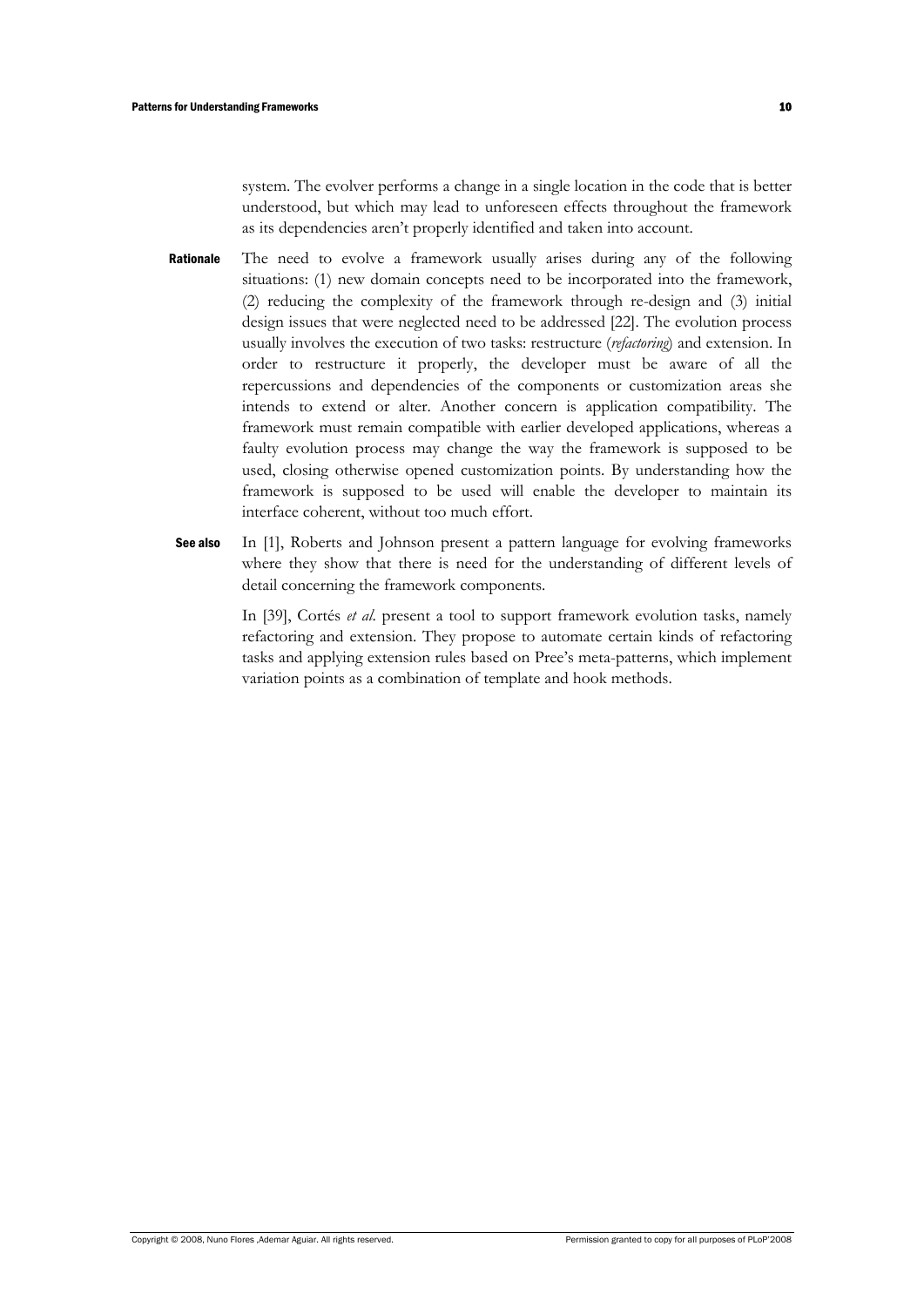system. The evolver performs a change in a single location in the code that is better understood, but which may lead to unforeseen effects throughout the framework as its dependencies aren't properly identified and taken into account.

**Rationale** The need to evolve a framework usually arises during any of the following situations: (1) new domain concepts need to be incorporated into the framework, (2) reducing the complexity of the framework through re-design and (3) initial design issues that were neglected need to be addressed [22]. The evolution process usually involves the execution of two tasks: restructure (*refactoring*) and extension. In order to restructure it properly, the developer must be aware of all the repercussions and dependencies of the components or customization areas she intends to extend or alter. Another concern is application compatibility. The framework must remain compatible with earlier developed applications, whereas a faulty evolution process may change the way the framework is supposed to be used, closing otherwise opened customization points. By understanding how the framework is supposed to be used will enable the developer to maintain its interface coherent, without too much effort.

**See also** In [1], Roberts and Johnson present a pattern language for evolving frameworks where they show that there is need for the understanding of different levels of detail concerning the framework components.

In [39], Cortés *et al.* present a tool to support framework evolution tasks, namely refactoring and extension. They propose to automate certain kinds of refactoring tasks and applying extension rules based on Pree's meta-patterns, which implement variation points as a combination of template and hook methods.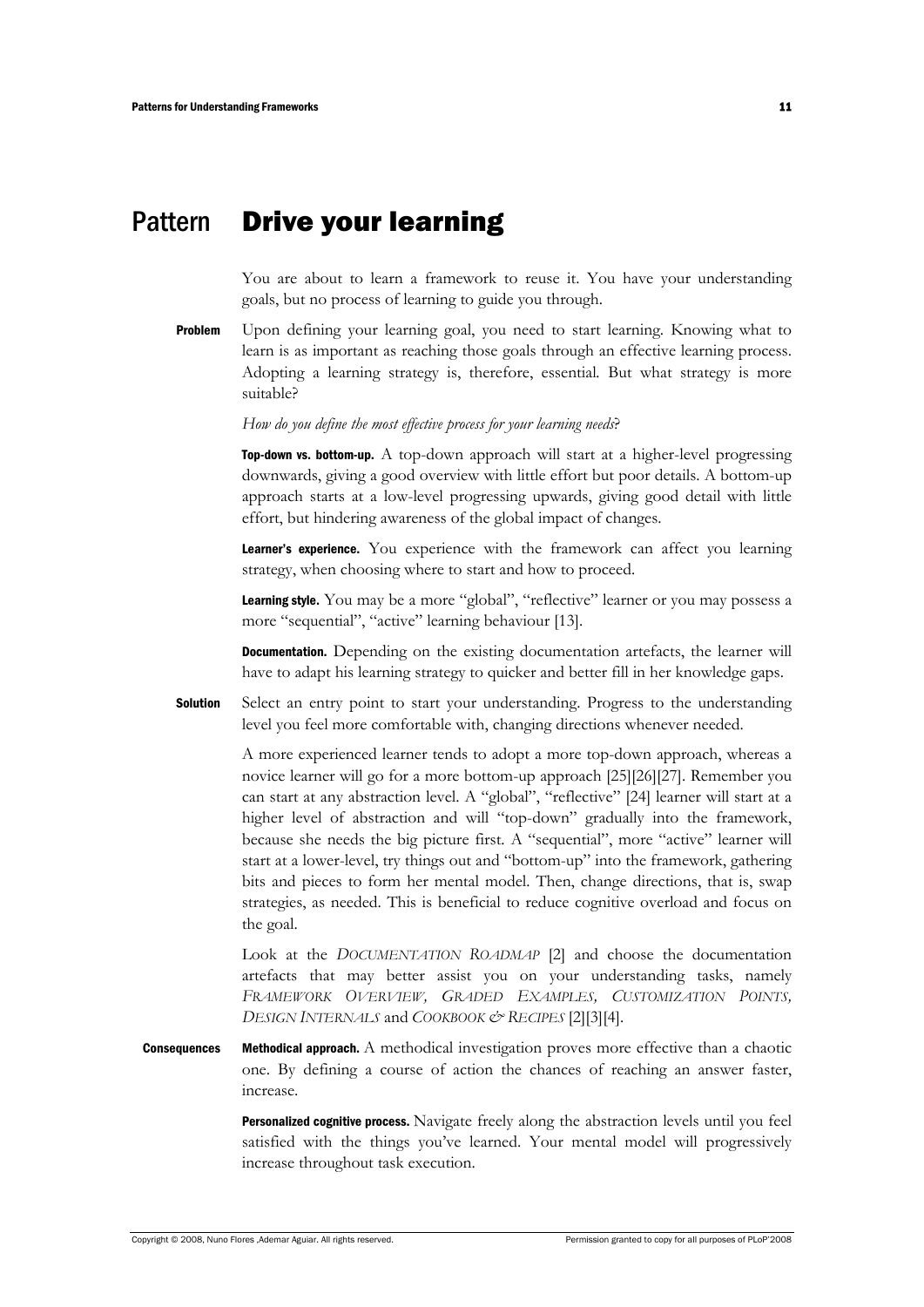# Pattern **Drive your learning**

You are about to learn a framework to reuse it. You have your understanding goals, but no process of learning to guide you through.

**Problem** Upon defining your learning goal, you need to start learning. Knowing what to learn is as important as reaching those goals through an effective learning process. Adopting a learning strategy is, therefore, essential. But what strategy is more suitable?

*How do you define the most effective process for your learning needs*?

**Top-down vs. bottom-up.** A top-down approach will start at a higher-level progressing downwards, giving a good overview with little effort but poor details. A bottom-up approach starts at a low-level progressing upwards, giving good detail with little effort, but hindering awareness of the global impact of changes.

**Learner's experience.** You experience with the framework can affect you learning strategy, when choosing where to start and how to proceed.

**Learning style.** You may be a more "global", "reflective" learner or you may possess a more "sequential", "active" learning behaviour [13].

**Documentation.** Depending on the existing documentation artefacts, the learner will have to adapt his learning strategy to quicker and better fill in her knowledge gaps.

**Solution** Select an entry point to start your understanding. Progress to the understanding level you feel more comfortable with, changing directions whenever needed.

A more experienced learner tends to adopt a more top-down approach, whereas a novice learner will go for a more bottom-up approach [25][26][27]. Remember you can start at any abstraction level. A "global", "reflective" [24] learner will start at a higher level of abstraction and will "top-down" gradually into the framework, because she needs the big picture first. A "sequential", more "active" learner will start at a lower-level, try things out and "bottom-up" into the framework, gathering bits and pieces to form her mental model. Then, change directions, that is, swap strategies, as needed. This is beneficial to reduce cognitive overload and focus on the goal.

Look at the *DOCUMENTATION ROADMAP* [2] and choose the documentation artefacts that may better assist you on your understanding tasks, namely *FRAMEWORK OVERVIEW, GRADED EXAMPLES, CUSTOMIZATION POINTS, DESIGN INTERNALS* and *COOKBOOK & RECIPES* [2][3][4].

**Consequences** **Methodical approach.** A methodical investigation proves more effective than a chaotic one. By defining a course of action the chances of reaching an answer faster, increase.

**Personalized cognitive process.** Navigate freely along the abstraction levels until you feel satisfied with the things you've learned. Your mental model will progressively increase throughout task execution.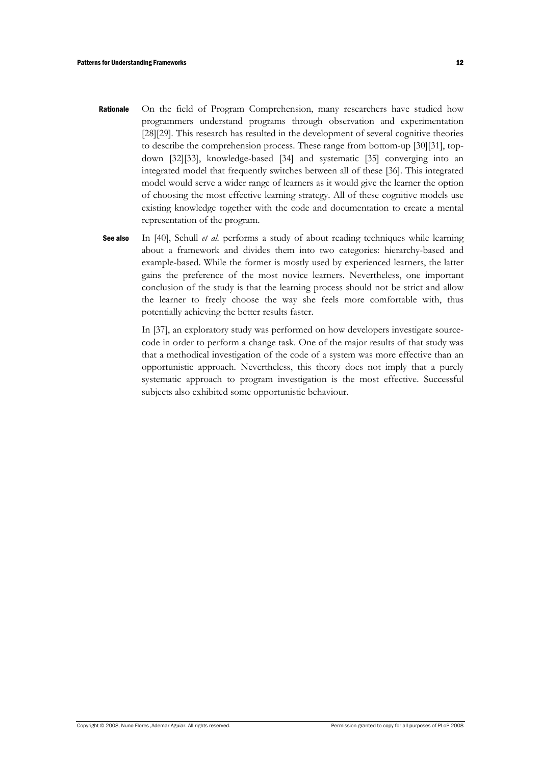**Rationale** On the field of Program Comprehension, many researchers have studied how programmers understand programs through observation and experimentation [28][29]. This research has resulted in the development of several cognitive theories to describe the comprehension process. These range from bottom-up [30][31], top-down [32][33], knowledge-based [34] and systematic [35] converging into an integrated model that frequently switches between all of these [36]. This integrated model would serve a wider range of learners as it would give the learner the option of choosing the most effective learning strategy. All of these cognitive models use existing knowledge together with the code and documentation to create a mental representation of the program.

**See also** In [40], Schull *et al.* performs a study of about reading techniques while learning about a framework and divides them into two categories: hierarchy-based and example-based. While the former is mostly used by experienced learners, the latter gains the preference of the most novice learners. Nevertheless, one important conclusion of the study is that the learning process should not be strict and allow the learner to freely choose the way she feels more comfortable with, thus potentially achieving the better results faster.

In [37], an exploratory study was performed on how developers investigate source-code in order to perform a change task. One of the major results of that study was that a methodical investigation of the code of a system was more effective than an opportunistic approach. Nevertheless, this theory does not imply that a purely systematic approach to program investigation is the most effective. Successful subjects also exhibited some opportunistic behaviour.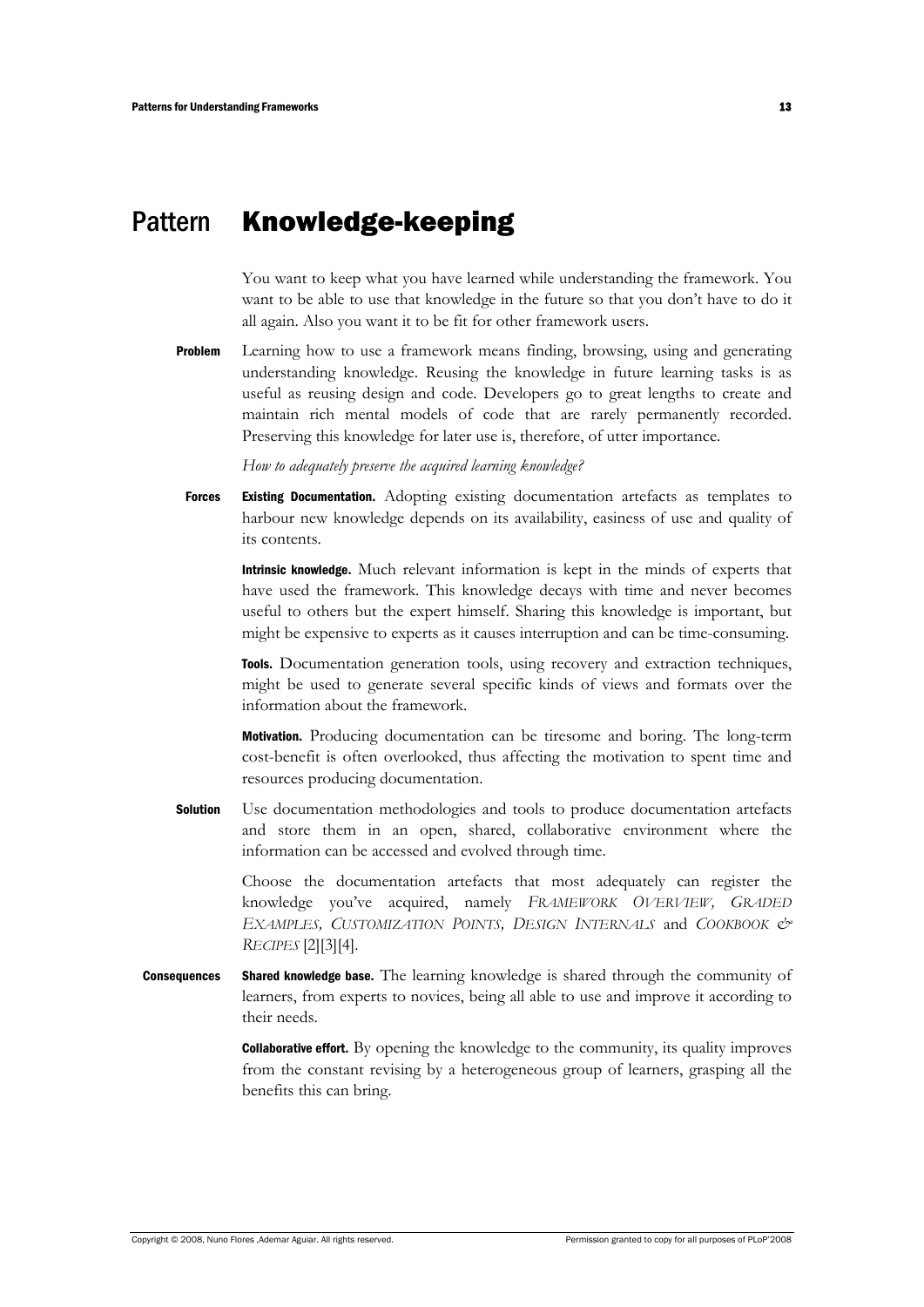# Pattern Knowledge-keeping

You want to keep what you have learned while understanding the framework. You want to be able to use that knowledge in the future so that you don't have to do it all again. Also you want it to be fit for other framework users.

**Problem** Learning how to use a framework means finding, browsing, using and generating understanding knowledge. Reusing the knowledge in future learning tasks is as useful as reusing design and code. Developers go to great lengths to create and maintain rich mental models of code that are rarely permanently recorded. Preserving this knowledge for later use is, therefore, of utter importance.

*How to adequately preserve the acquired learning knowledge?*

**Forces** **Existing Documentation.** Adopting existing documentation artefacts as templates to harbour new knowledge depends on its availability, easiness of use and quality of its contents.

**Intrinsic knowledge.** Much relevant information is kept in the minds of experts that have used the framework. This knowledge decays with time and never becomes useful to others but the expert himself. Sharing this knowledge is important, but might be expensive to experts as it causes interruption and can be time-consuming.

**Tools.** Documentation generation tools, using recovery and extraction techniques, might be used to generate several specific kinds of views and formats over the information about the framework.

**Motivation.** Producing documentation can be tiresome and boring. The long-term cost-benefit is often overlooked, thus affecting the motivation to spent time and resources producing documentation.

**Solution** Use documentation methodologies and tools to produce documentation artefacts and store them in an open, shared, collaborative environment where the information can be accessed and evolved through time.

Choose the documentation artefacts that most adequately can register the knowledge you've acquired, namely *FRAMEWORK OVERVIEW, GRADED EXAMPLES, CUSTOMIZATION POINTS, DESIGN INTERNALS* and *COOKBOOK & RECIPES* [2][3][4].

**Consequences** **Shared knowledge base.** The learning knowledge is shared through the community of learners, from experts to novices, being all able to use and improve it according to their needs.

**Collaborative effort.** By opening the knowledge to the community, its quality improves from the constant revising by a heterogeneous group of learners, grasping all the benefits this can bring.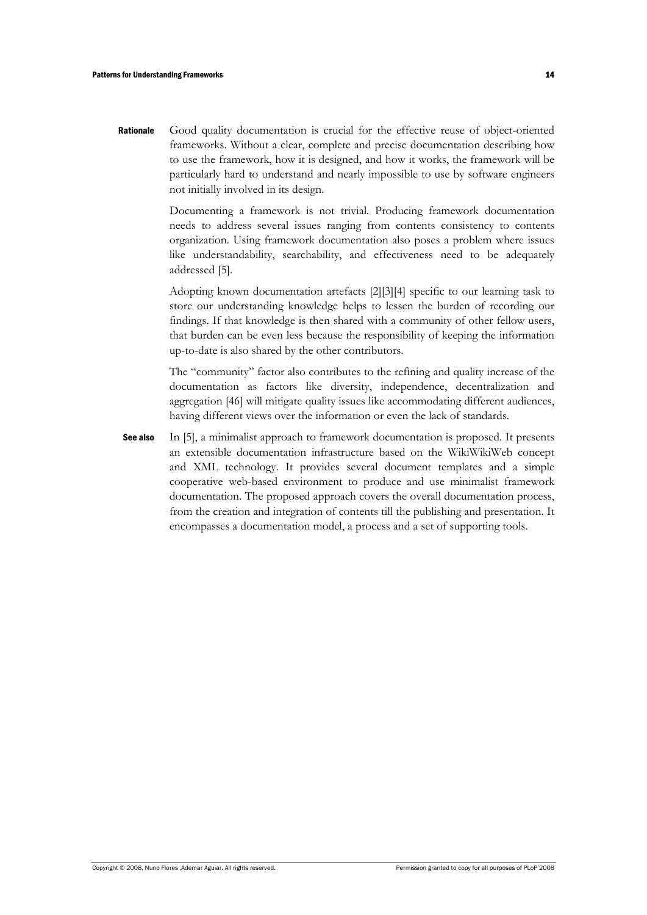**Rationale** Good quality documentation is crucial for the effective reuse of object-oriented frameworks. Without a clear, complete and precise documentation describing how to use the framework, how it is designed, and how it works, the framework will be particularly hard to understand and nearly impossible to use by software engineers not initially involved in its design.

Documenting a framework is not trivial. Producing framework documentation needs to address several issues ranging from contents consistency to contents organization. Using framework documentation also poses a problem where issues like understandability, searchability, and effectiveness need to be adequately addressed [5].

Adopting known documentation artefacts [2][3][4] specific to our learning task to store our understanding knowledge helps to lessen the burden of recording our findings. If that knowledge is then shared with a community of other fellow users, that burden can be even less because the responsibility of keeping the information up-to-date is also shared by the other contributors.

The "community" factor also contributes to the refining and quality increase of the documentation as factors like diversity, independence, decentralization and aggregation [46] will mitigate quality issues like accommodating different audiences, having different views over the information or even the lack of standards.

**See also** In [5], a minimalist approach to framework documentation is proposed. It presents an extensible documentation infrastructure based on the WikiWikiWeb concept and XML technology. It provides several document templates and a simple cooperative web-based environment to produce and use minimalist framework documentation. The proposed approach covers the overall documentation process, from the creation and integration of contents till the publishing and presentation. It encompasses a documentation model, a process and a set of supporting tools.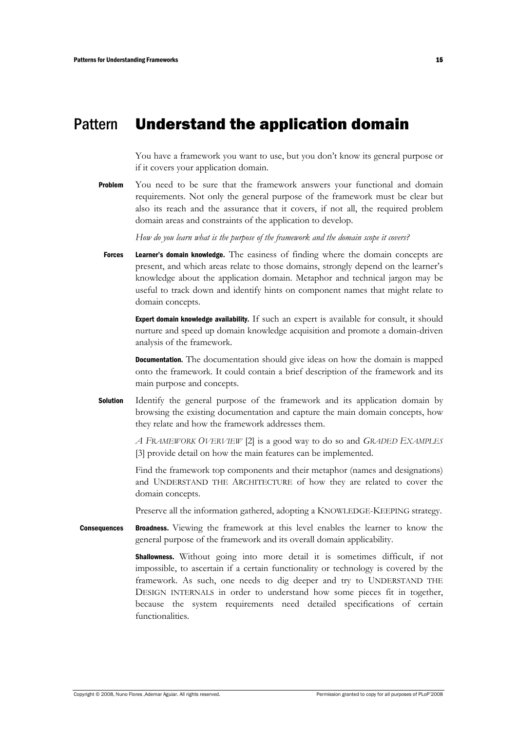# Pattern Understand the application domain

You have a framework you want to use, but you don't know its general purpose or if it covers your application domain.

**Problem** You need to be sure that the framework answers your functional and domain requirements. Not only the general purpose of the framework must be clear but also its reach and the assurance that it covers, if not all, the required problem domain areas and constraints of the application to develop.

*How do you learn what is the purpose of the framework and the domain scope it covers?*

**Forces** **Learner's domain knowledge.** The easiness of finding where the domain concepts are present, and which areas relate to those domains, strongly depend on the learner's knowledge about the application domain. Metaphor and technical jargon may be useful to track down and identify hints on component names that might relate to domain concepts.

**Expert domain knowledge availability.** If such an expert is available for consult, it should nurture and speed up domain knowledge acquisition and promote a domain-driven analysis of the framework.

**Documentation.** The documentation should give ideas on how the domain is mapped onto the framework. It could contain a brief description of the framework and its main purpose and concepts.

**Solution** Identify the general purpose of the framework and its application domain by browsing the existing documentation and capture the main domain concepts, how they relate and how the framework addresses them.

*A FRAMEWORK OVERVIEW* [2] is a good way to do so and *GRADED EXAMPLES* [3] provide detail on how the main features can be implemented.

Find the framework top components and their metaphor (names and designations) and UNDERSTAND THE ARCHITECTURE of how they are related to cover the domain concepts.

Preserve all the information gathered, adopting a KNOWLEDGE-KEEPING strategy.

**Consequences** **Broadness.** Viewing the framework at this level enables the learner to know the general purpose of the framework and its overall domain applicability.

**Shallowness.** Without going into more detail it is sometimes difficult, if not impossible, to ascertain if a certain functionality or technology is covered by the framework. As such, one needs to dig deeper and try to UNDERSTAND THE DESIGN INTERNALS in order to understand how some pieces fit in together, because the system requirements need detailed specifications of certain functionalities.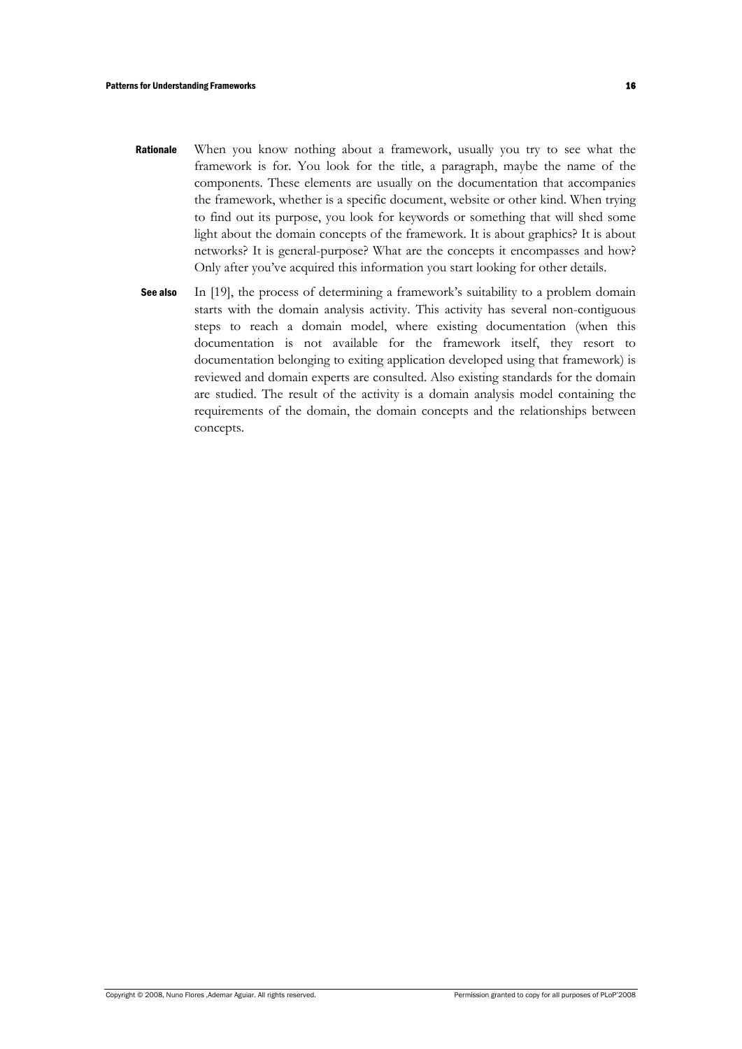**Rationale** When you know nothing about a framework, usually you try to see what the framework is for. You look for the title, a paragraph, maybe the name of the components. These elements are usually on the documentation that accompanies the framework, whether is a specific document, website or other kind. When trying to find out its purpose, you look for keywords or something that will shed some light about the domain concepts of the framework. It is about graphics? It is about networks? It is general-purpose? What are the concepts it encompasses and how? Only after you've acquired this information you start looking for other details.

**See also** In [19], the process of determining a framework's suitability to a problem domain starts with the domain analysis activity. This activity has several non-contiguous steps to reach a domain model, where existing documentation (when this documentation is not available for the framework itself, they resort to documentation belonging to exiting application developed using that framework) is reviewed and domain experts are consulted. Also existing standards for the domain are studied. The result of the activity is a domain analysis model containing the requirements of the domain, the domain concepts and the relationships between concepts.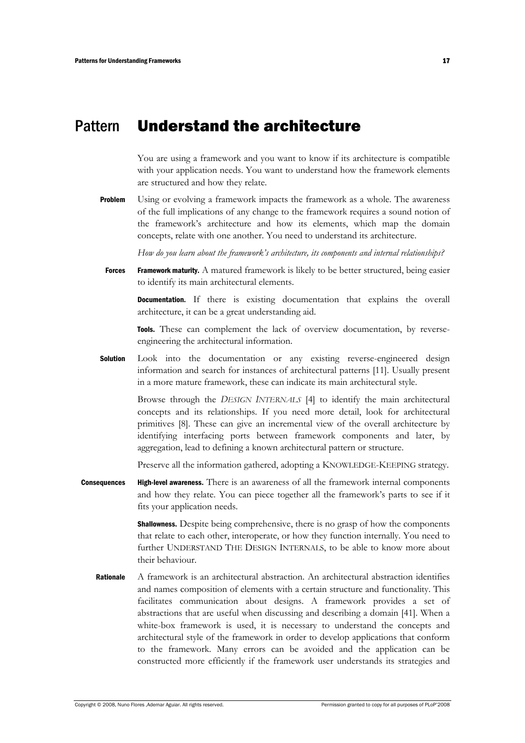# Pattern Understand the architecture

You are using a framework and you want to know if its architecture is compatible with your application needs. You want to understand how the framework elements are structured and how they relate.

**Problem** Using or evolving a framework impacts the framework as a whole. The awareness of the full implications of any change to the framework requires a sound notion of the framework's architecture and how its elements, which map the domain concepts, relate with one another. You need to understand its architecture.

*How do you learn about the framework's architecture, its components and internal relationships?*

**Forces** **Framework maturity.** A matured framework is likely to be better structured, being easier to identify its main architectural elements.

**Documentation.** If there is existing documentation that explains the overall architecture, it can be a great understanding aid.

**Tools.** These can complement the lack of overview documentation, by reverse-engineering the architectural information.

**Solution** Look into the documentation or any existing reverse-engineered design information and search for instances of architectural patterns [11]. Usually present in a more mature framework, these can indicate its main architectural style.

Browse through the *DESIGN INTERNALS* [4] to identify the main architectural concepts and its relationships. If you need more detail, look for architectural primitives [8]. These can give an incremental view of the overall architecture by identifying interfacing ports between framework components and later, by aggregation, lead to defining a known architectural pattern or structure.

Preserve all the information gathered, adopting a KNOWLEDGE-KEEPING strategy.

**Consequences** **High-level awareness.** There is an awareness of all the framework internal components and how they relate. You can piece together all the framework's parts to see if it fits your application needs.

**Shallowness.** Despite being comprehensive, there is no grasp of how the components that relate to each other, interoperate, or how they function internally. You need to further UNDERSTAND THE DESIGN INTERNALS, to be able to know more about their behaviour.

**Rationale** A framework is an architectural abstraction. An architectural abstraction identifies and names composition of elements with a certain structure and functionality. This facilitates communication about designs. A framework provides a set of abstractions that are useful when discussing and describing a domain [41]. When a white-box framework is used, it is necessary to understand the concepts and architectural style of the framework in order to develop applications that conform to the framework. Many errors can be avoided and the application can be constructed more efficiently if the framework user understands its strategies and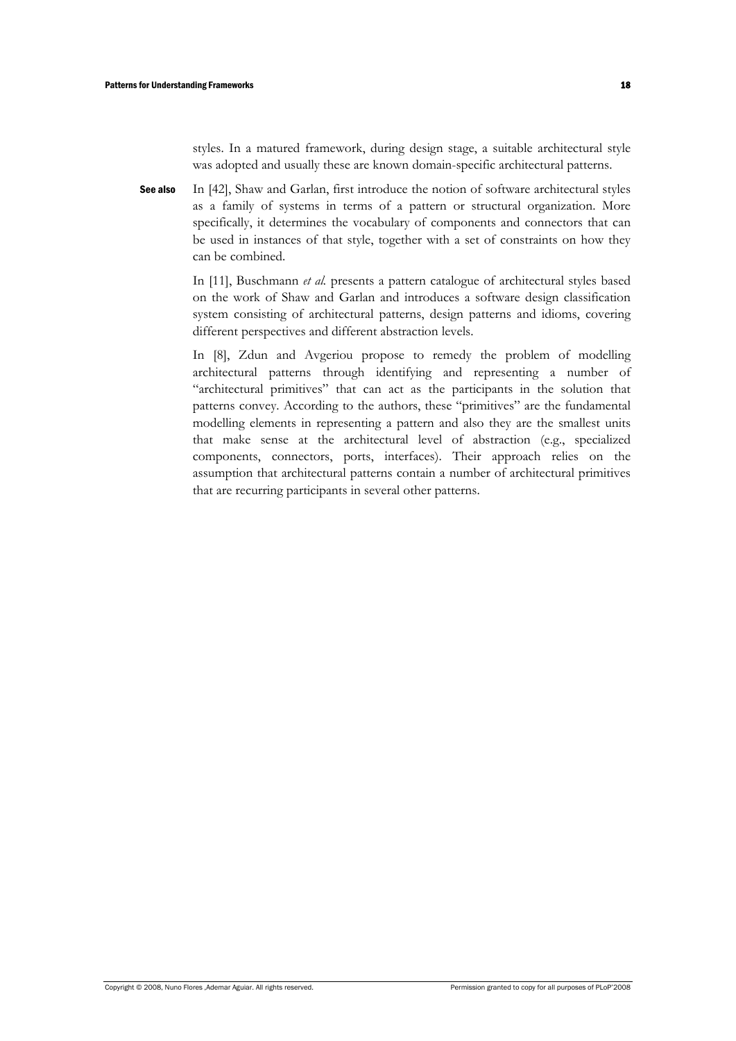styles. In a matured framework, during design stage, a suitable architectural style was adopted and usually these are known domain-specific architectural patterns.

**See also** In [42], Shaw and Garlan, first introduce the notion of software architectural styles as a family of systems in terms of a pattern or structural organization. More specifically, it determines the vocabulary of components and connectors that can be used in instances of that style, together with a set of constraints on how they can be combined.

In [11], Buschmann *et al.* presents a pattern catalogue of architectural styles based on the work of Shaw and Garlan and introduces a software design classification system consisting of architectural patterns, design patterns and idioms, covering different perspectives and different abstraction levels.

In [8], Zdun and Avgeriou propose to remedy the problem of modelling architectural patterns through identifying and representing a number of "architectural primitives" that can act as the participants in the solution that patterns convey. According to the authors, these "primitives" are the fundamental modelling elements in representing a pattern and also they are the smallest units that make sense at the architectural level of abstraction (e.g., specialized components, connectors, ports, interfaces). Their approach relies on the assumption that architectural patterns contain a number of architectural primitives that are recurring participants in several other patterns.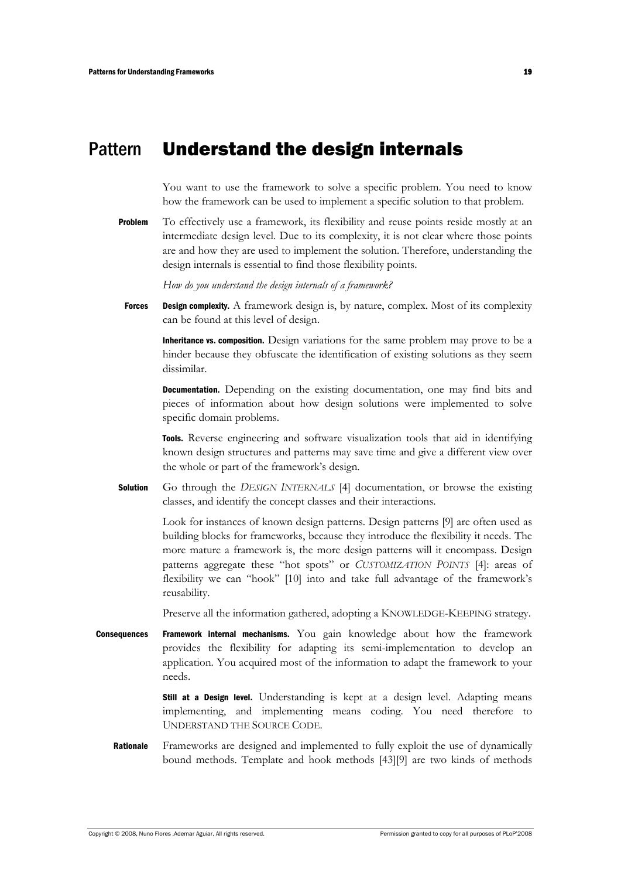# Pattern Understand the design internals

You want to use the framework to solve a specific problem. You need to know how the framework can be used to implement a specific solution to that problem.

**Problem** To effectively use a framework, its flexibility and reuse points reside mostly at an intermediate design level. Due to its complexity, it is not clear where those points are and how they are used to implement the solution. Therefore, understanding the design internals is essential to find those flexibility points.

*How do you understand the design internals of a framework?*

**Forces** **Design complexity.** A framework design is, by nature, complex. Most of its complexity can be found at this level of design.

**Inheritance vs. composition.** Design variations for the same problem may prove to be a hinder because they obfuscate the identification of existing solutions as they seem dissimilar.

**Documentation.** Depending on the existing documentation, one may find bits and pieces of information about how design solutions were implemented to solve specific domain problems.

**Tools.** Reverse engineering and software visualization tools that aid in identifying known design structures and patterns may save time and give a different view over the whole or part of the framework's design.

**Solution** Go through the *DESIGN INTERNALS* [4] documentation, or browse the existing classes, and identify the concept classes and their interactions.

Look for instances of known design patterns. Design patterns [9] are often used as building blocks for frameworks, because they introduce the flexibility it needs. The more mature a framework is, the more design patterns will it encompass. Design patterns aggregate these "hot spots" or *CUSTOMIZATION POINTS* [4]: areas of flexibility we can "hook" [10] into and take full advantage of the framework's reusability.

Preserve all the information gathered, adopting a KNOWLEDGE-KEEPING strategy.

**Consequences** **Framework internal mechanisms.** You gain knowledge about how the framework provides the flexibility for adapting its semi-implementation to develop an application. You acquired most of the information to adapt the framework to your needs.

**Still at a Design level.** Understanding is kept at a design level. Adapting means implementing, and implementing means coding. You need therefore to UNDERSTAND THE SOURCE CODE.

**Rationale** Frameworks are designed and implemented to fully exploit the use of dynamically bound methods. Template and hook methods [43][9] are two kinds of methods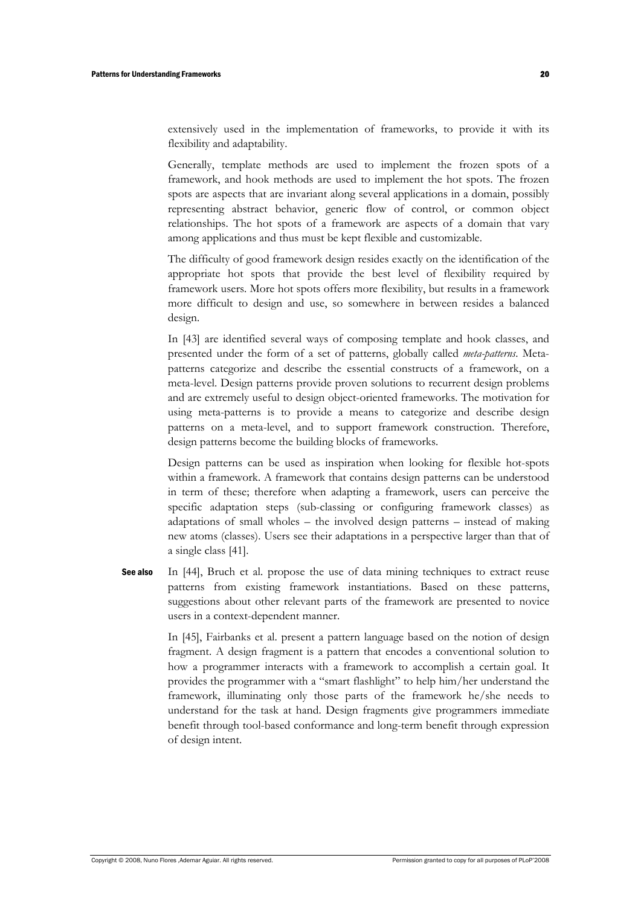extensively used in the implementation of frameworks, to provide it with its flexibility and adaptability.

Generally, template methods are used to implement the frozen spots of a framework, and hook methods are used to implement the hot spots. The frozen spots are aspects that are invariant along several applications in a domain, possibly representing abstract behavior, generic flow of control, or common object relationships. The hot spots of a framework are aspects of a domain that vary among applications and thus must be kept flexible and customizable.

The difficulty of good framework design resides exactly on the identification of the appropriate hot spots that provide the best level of flexibility required by framework users. More hot spots offers more flexibility, but results in a framework more difficult to design and use, so somewhere in between resides a balanced design.

In [43] are identified several ways of composing template and hook classes, and presented under the form of a set of patterns, globally called *meta-patterns*. Meta-patterns categorize and describe the essential constructs of a framework, on a meta-level. Design patterns provide proven solutions to recurrent design problems and are extremely useful to design object-oriented frameworks. The motivation for using meta-patterns is to provide a means to categorize and describe design patterns on a meta-level, and to support framework construction. Therefore, design patterns become the building blocks of frameworks.

Design patterns can be used as inspiration when looking for flexible hot-spots within a framework. A framework that contains design patterns can be understood in term of these; therefore when adapting a framework, users can perceive the specific adaptation steps (sub-classing or configuring framework classes) as adaptations of small wholes – the involved design patterns – instead of making new atoms (classes). Users see their adaptations in a perspective larger than that of a single class [41].

**See also** In [44], Bruch et al. propose the use of data mining techniques to extract reuse patterns from existing framework instantiations. Based on these patterns, suggestions about other relevant parts of the framework are presented to novice users in a context-dependent manner.

In [45], Fairbanks et al. present a pattern language based on the notion of design fragment. A design fragment is a pattern that encodes a conventional solution to how a programmer interacts with a framework to accomplish a certain goal. It provides the programmer with a "smart flashlight" to help him/her understand the framework, illuminating only those parts of the framework he/she needs to understand for the task at hand. Design fragments give programmers immediate benefit through tool-based conformance and long-term benefit through expression of design intent.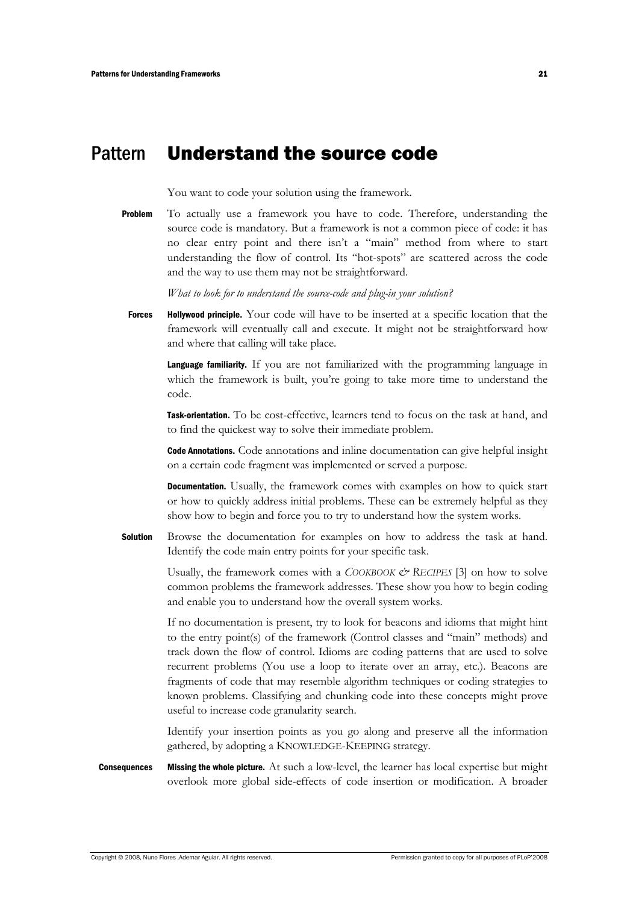## Pattern Understand the source code

You want to code your solution using the framework.

**Problem** To actually use a framework you have to code. Therefore, understanding the source code is mandatory. But a framework is not a common piece of code: it has no clear entry point and there isn't a "main" method from where to start understanding the flow of control. Its "hot-spots" are scattered across the code and the way to use them may not be straightforward.

*What to look for to understand the source-code and plug-in your solution?*

**Forces** **Hollywood principle.** Your code will have to be inserted at a specific location that the framework will eventually call and execute. It might not be straightforward how and where that calling will take place.

**Language familiarity.** If you are not familiarized with the programming language in which the framework is built, you're going to take more time to understand the code.

**Task-orientation.** To be cost-effective, learners tend to focus on the task at hand, and to find the quickest way to solve their immediate problem.

**Code Annotations.** Code annotations and inline documentation can give helpful insight on a certain code fragment was implemented or served a purpose.

**Documentation.** Usually, the framework comes with examples on how to quick start or how to quickly address initial problems. These can be extremely helpful as they show how to begin and force you to try to understand how the system works.

**Solution** Browse the documentation for examples on how to address the task at hand. Identify the code main entry points for your specific task.

Usually, the framework comes with a *COOKBOOK & RECIPES* [3] on how to solve common problems the framework addresses. These show you how to begin coding and enable you to understand how the overall system works.

If no documentation is present, try to look for beacons and idioms that might hint to the entry point(s) of the framework (Control classes and "main" methods) and track down the flow of control. Idioms are coding patterns that are used to solve recurrent problems (You use a loop to iterate over an array, etc.). Beacons are fragments of code that may resemble algorithm techniques or coding strategies to known problems. Classifying and chunking code into these concepts might prove useful to increase code granularity search.

Identify your insertion points as you go along and preserve all the information gathered, by adopting a KNOWLEDGE-KEEPING strategy.

**Consequences** **Missing the whole picture.** At such a low-level, the learner has local expertise but might overlook more global side-effects of code insertion or modification. A broader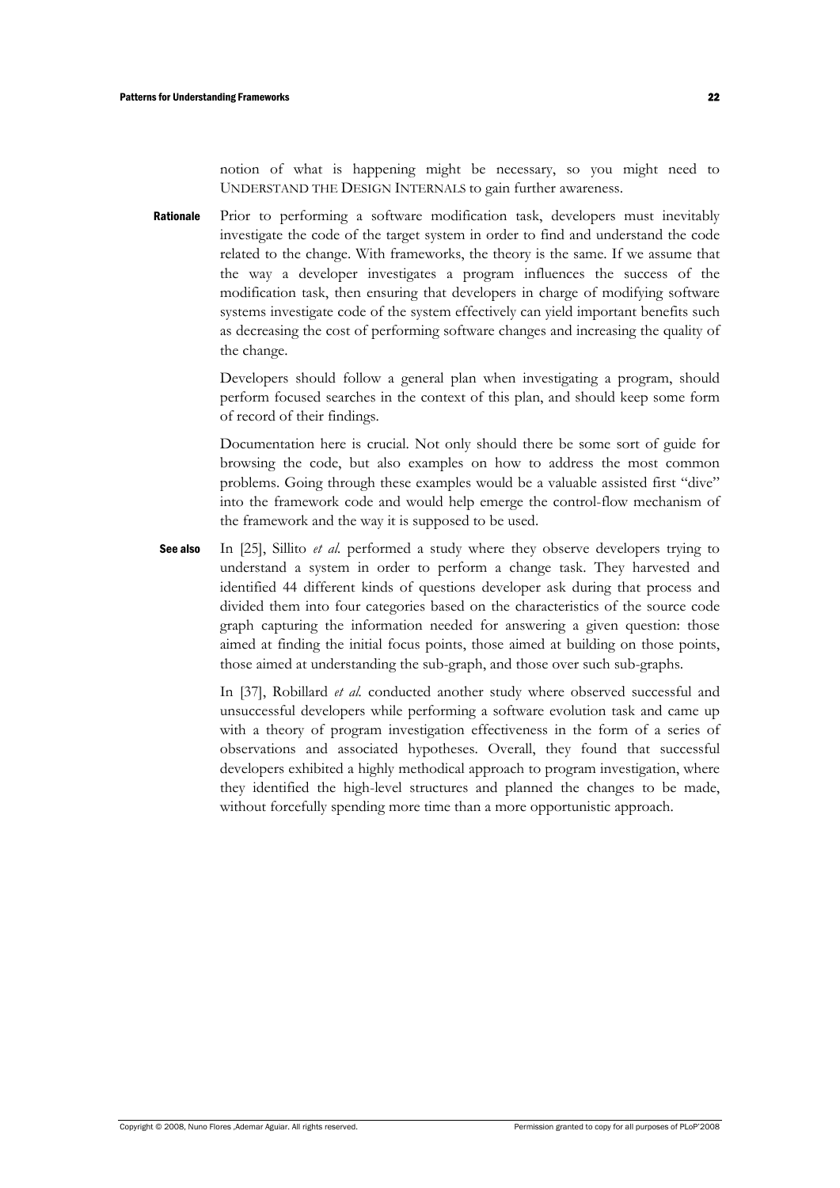notion of what is happening might be necessary, so you might need to UNDERSTAND THE DESIGN INTERNALS to gain further awareness.

**Rationale** Prior to performing a software modification task, developers must inevitably investigate the code of the target system in order to find and understand the code related to the change. With frameworks, the theory is the same. If we assume that the way a developer investigates a program influences the success of the modification task, then ensuring that developers in charge of modifying software systems investigate code of the system effectively can yield important benefits such as decreasing the cost of performing software changes and increasing the quality of the change.

Developers should follow a general plan when investigating a program, should perform focused searches in the context of this plan, and should keep some form of record of their findings.

Documentation here is crucial. Not only should there be some sort of guide for browsing the code, but also examples on how to address the most common problems. Going through these examples would be a valuable assisted first "dive" into the framework code and would help emerge the control-flow mechanism of the framework and the way it is supposed to be used.

**See also** In [25], Sillito *et al.* performed a study where they observe developers trying to understand a system in order to perform a change task. They harvested and identified 44 different kinds of questions developer ask during that process and divided them into four categories based on the characteristics of the source code graph capturing the information needed for answering a given question: those aimed at finding the initial focus points, those aimed at building on those points, those aimed at understanding the sub-graph, and those over such sub-graphs.

In [37], Robillard *et al.* conducted another study where observed successful and unsuccessful developers while performing a software evolution task and came up with a theory of program investigation effectiveness in the form of a series of observations and associated hypotheses. Overall, they found that successful developers exhibited a highly methodical approach to program investigation, where they identified the high-level structures and planned the changes to be made, without forcefully spending more time than a more opportunistic approach.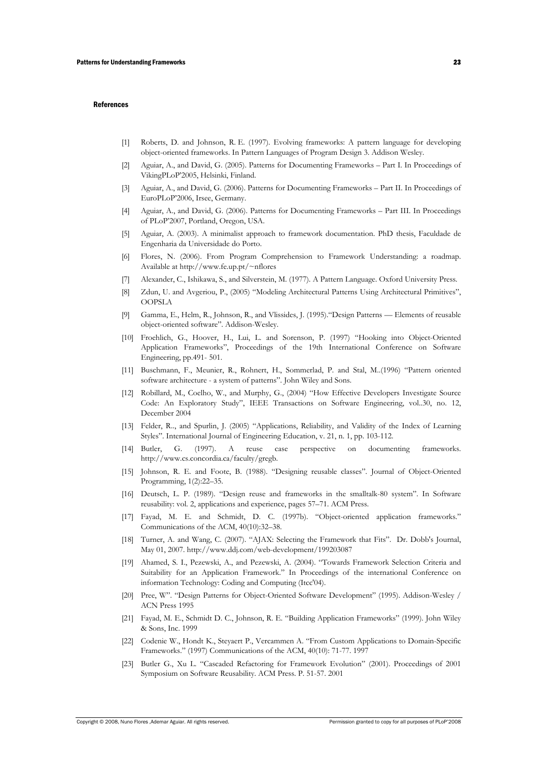## References

[1] Roberts, D. and Johnson, R. E. (1997). Evolving frameworks: A pattern language for developing object-oriented frameworks. In Pattern Languages of Program Design 3. Addison Wesley.

[2] Aguiar, A., and David, G. (2005). Patterns for Documenting Frameworks – Part I. In Proceedings of VikingPLoP'2005, Helsinki, Finland.

[3] Aguiar, A., and David, G. (2006). Patterns for Documenting Frameworks – Part II. In Proceedings of EuroPLoP'2006, Irsee, Germany.

[4] Aguiar, A., and David, G. (2006). Patterns for Documenting Frameworks – Part III. In Proceedings of PLoP'2007, Portland, Oregon, USA.

[5] Aguiar, A. (2003). A minimalist approach to framework documentation. PhD thesis, Faculdade de Engenharia da Universidade do Porto.

[6] Flores, N. (2006). From Program Comprehension to Framework Understanding: a roadmap. Available at http://www.fe.up.pt/~nflores

[7] Alexander, C., Ishikawa, S., and Silverstein, M. (1977). A Pattern Language. Oxford University Press.

[8] Zdun, U. and Avgeriou, P., (2005) "Modeling Architectural Patterns Using Architectural Primitives", OOPSLA

[9] Gamma, E., Helm, R., Johnson, R., and Vlissides, J. (1995)."Design Patterns — Elements of reusable object-oriented software". Addison-Wesley.

[10] Froehlich, G., Hoover, H., Lui, L. and Sorenson, P. (1997) "Hooking into Object-Oriented Application Frameworks", Proceedings of the 19th International Conference on Software Engineering, pp.491- 501.

[11] Buschmann, F., Meunier, R., Rohnert, H., Sommerlad, P. and Stal, M..(1996) "Pattern oriented software architecture - a system of patterns". John Wiley and Sons.

[12] Robillard, M., Coelho, W., and Murphy, G., (2004) "How Effective Developers Investigate Source Code: An Exploratory Study", IEEE Transactions on Software Engineering, vol..30, no. 12, December 2004

[13] Felder, R.., and Spurlin, J. (2005) "Applications, Reliability, and Validity of the Index of Learning Styles". International Journal of Engineering Education, v. 21, n. 1, pp. 103-112.

[14] Butler, G. (1997). A reuse case perspective on documenting frameworks. http://www.cs.concordia.ca/faculty/gregb.

[15] Johnson, R. E. and Foote, B. (1988). "Designing reusable classes". Journal of Object-Oriented Programming, 1(2):22–35.

[16] Deutsch, L. P. (1989). "Design reuse and frameworks in the smalltalk-80 system". In Software reusability: vol. 2, applications and experience, pages 57–71. ACM Press.

[17] Fayad, M. E. and Schmidt, D. C. (1997b). "Object-oriented application frameworks." Communications of the ACM, 40(10):32–38.

[18] Turner, A. and Wang, C. (2007). "AJAX: Selecting the Framework that Fits". Dr. Dobb's Journal, May 01, 2007. http://www.ddj.com/web-development/199203087

[19] Ahamed, S. I., Pezewski, A., and Pezewski, A. (2004). "Towards Framework Selection Criteria and Suitability for an Application Framework." In Proceedings of the international Conference on information Technology: Coding and Computing (Itcc'04).

[20] Pree, W". "Design Patterns for Object-Oriented Software Development" (1995). Addison-Wesley / ACN Press 1995

[21] Fayad, M. E., Schmidt D. C., Johnson, R. E. "Building Application Frameworks" (1999). John Wiley & Sons, Inc. 1999

[22] Codenie W., Hondt K., Steyaert P., Vercammen A. "From Custom Applications to Domain-Specific Frameworks." (1997) Communications of the ACM, 40(10): 71-77. 1997

[23] Butler G., Xu L. "Cascaded Refactoring for Framework Evolution" (2001). Proceedings of 2001 Symposium on Software Reusability. ACM Press. P. 51-57. 2001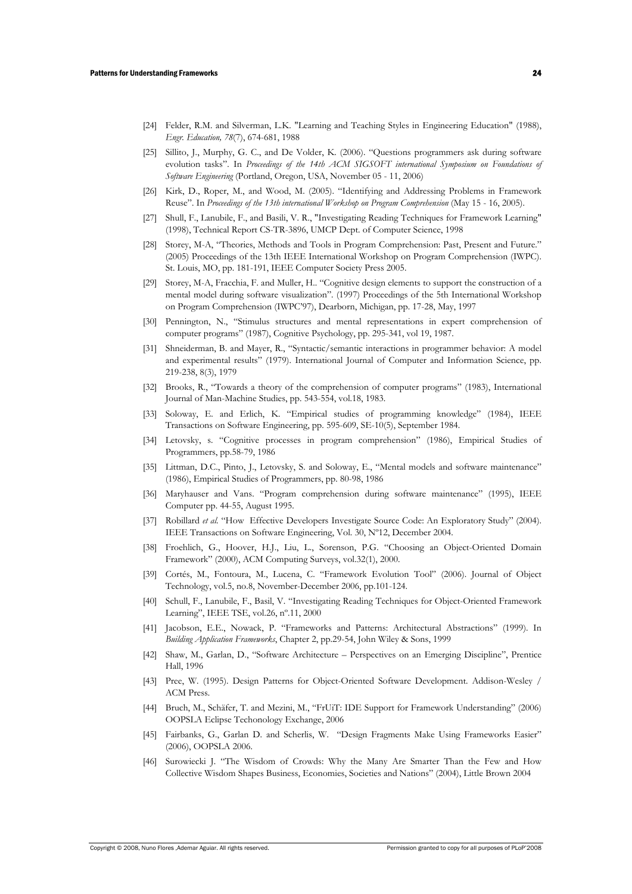[24] Felder, R.M. and Silverman, L.K. "Learning and Teaching Styles in Engineering Education" (1988), *Engr. Education, 78*(7), 674-681, 1988

[25] Sillito, J., Murphy, G. C., and De Volder, K. (2006). "Questions programmers ask during software evolution tasks". In *Proceedings of the 14th ACM SIGSOFT international Symposium on Foundations of Software Engineering* (Portland, Oregon, USA, November 05 - 11, 2006)

[26] Kirk, D., Roper, M., and Wood, M. (2005). "Identifying and Addressing Problems in Framework Reuse". In *Proceedings of the 13th international Workshop on Program Comprehension* (May 15 - 16, 2005).

[27] Shull, F., Lanubile, F., and Basili, V. R., "Investigating Reading Techniques for Framework Learning" (1998), Technical Report CS-TR-3896, UMCP Dept. of Computer Science, 1998

[28] Storey, M-A, "Theories, Methods and Tools in Program Comprehension: Past, Present and Future." (2005) Proceedings of the 13th IEEE International Workshop on Program Comprehension (IWPC). St. Louis, MO, pp. 181-191, IEEE Computer Society Press 2005.

[29] Storey, M-A, Fracchia, F. and Muller, H.. "Cognitive design elements to support the construction of a mental model during software visualization". (1997) Proceedings of the 5th International Workshop on Program Comprehension (IWPC'97), Dearborn, Michigan, pp. 17-28, May, 1997

[30] Pennington, N., "Stimulus structures and mental representations in expert comprehension of computer programs" (1987), Cognitive Psychology, pp. 295-341, vol 19, 1987.

[31] Shneiderman, B. and Mayer, R., "Syntactic/semantic interactions in programmer behavior: A model and experimental results" (1979). International Journal of Computer and Information Science, pp. 219-238, 8(3), 1979

[32] Brooks, R., "Towards a theory of the comprehension of computer programs" (1983), International Journal of Man-Machine Studies, pp. 543-554, vol.18, 1983.

[33] Soloway, E. and Erlich, K. "Empirical studies of programming knowledge" (1984), IEEE Transactions on Software Engineering, pp. 595-609, SE-10(5), September 1984.

[34] Letovsky, s. "Cognitive processes in program comprehension" (1986), Empirical Studies of Programmers, pp.58-79, 1986

[35] Littman, D.C., Pinto, J., Letovsky, S. and Soloway, E., "Mental models and software maintenance" (1986), Empirical Studies of Programmers, pp. 80-98, 1986

[36] Maryhauser and Vans. "Program comprehension during software maintenance" (1995), IEEE Computer pp. 44-55, August 1995.

[37] Robillard *et al.* "How Effective Developers Investigate Source Code: An Exploratory Study" (2004). IEEE Transactions on Software Engineering, Vol. 30, Nº12, December 2004.

[38] Froehlich, G., Hoover, H.J., Liu, L., Sorenson, P.G. "Choosing an Object-Oriented Domain Framework" (2000), ACM Computing Surveys, vol.32(1), 2000.

[39] Cortés, M., Fontoura, M., Lucena, C. "Framework Evolution Tool" (2006). Journal of Object Technology, vol.5, no.8, November-December 2006, pp.101-124.

[40] Schull, F., Lanubile, F., Basil, V. "Investigating Reading Techniques for Object-Oriented Framework Learning", IEEE TSE, vol.26, nº.11, 2000

[41] Jacobson, E.E., Nowack, P. "Frameworks and Patterns: Architectural Abstractions" (1999). In *Building Application Frameworks*, Chapter 2, pp.29-54, John Wiley & Sons, 1999

[42] Shaw, M., Garlan, D., "Software Architecture – Perspectives on an Emerging Discipline", Prentice Hall, 1996

[43] Pree, W. (1995). Design Patterns for Object-Oriented Software Development. Addison-Wesley / ACM Press.

[44] Bruch, M., Schäfer, T. and Mezini, M., "FrUiT: IDE Support for Framework Understanding" (2006) OOPSLA Eclipse Techonology Exchange, 2006

[45] Fairbanks, G., Garlan D. and Scherlis, W. "Design Fragments Make Using Frameworks Easier" (2006), OOPSLA 2006.

[46] Surowiecki J. "The Wisdom of Crowds: Why the Many Are Smarter Than the Few and How Collective Wisdom Shapes Business, Economies, Societies and Nations" (2004), Little Brown 2004